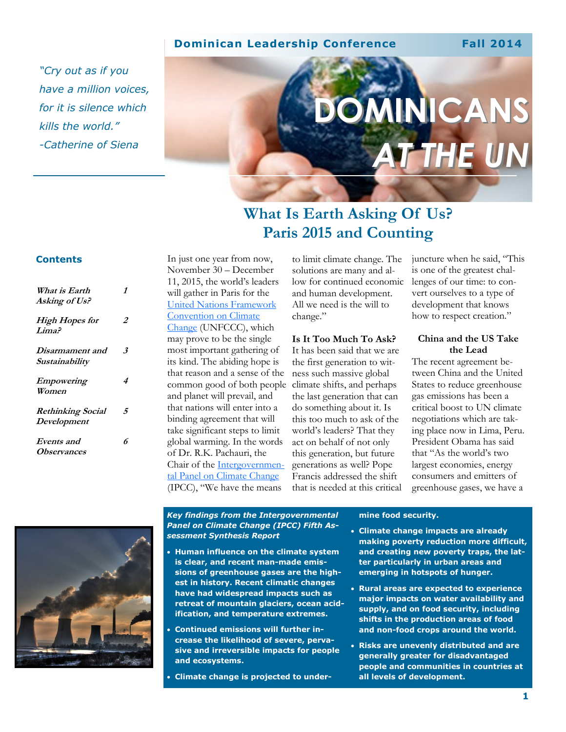Dominican Leadership Conference Fall 2014

# DOMINICANS AT THE UN

*"Cry out as if you have a million voices, for it is silence which kills the world."*
*-Catherine of Siena*

## Contents

| | |
|---|---|
| *What is Earth Asking of Us?* | *1* |
| *High Hopes for Lima?* | *2* |
| *Disarmament and Sustainability* | *3* |
| *Empowering Women* | *4* |
| *Rethinking Social Development* | *5* |
| *Events and Observances* | *6* |

## What Is Earth Asking Of Us? Paris 2015 and Counting

In just one year from now, November 30 – December 11, 2015, the world's leaders will gather in Paris for the United Nations Framework Convention on Climate Change (UNFCCC), which may prove to be the single most important gathering of its kind. The abiding hope is that reason and a sense of the common good of both people and planet will prevail, and that nations will enter into a binding agreement that will take significant steps to limit global warming. In the words of Dr. R.K. Pachauri, the Chair of the Intergovernmental Panel on Climate Change (IPCC), "We have the means to limit climate change. The solutions are many and allow for continued economic and human development. All we need is the will to change."

### Is It Too Much To Ask?

It has been said that we are the first generation to witness such massive global climate shifts, and perhaps the last generation that can do something about it. Is this too much to ask of the world's leaders? That they act on behalf of not only this generation, but future generations as well? Pope Francis addressed the shift that is needed at this critical juncture when he said, "This is one of the greatest challenges of our time: to convert ourselves to a type of development that knows how to respect creation."

### China and the US Take the Lead

The recent agreement between China and the United States to reduce greenhouse gas emissions has been a critical boost to UN climate negotiations which are taking place now in Lima, Peru. President Obama has said that "As the world's two largest economies, energy consumers and emitters of greenhouse gases, we have a

***Key findings from the Intergovernmental Panel on Climate Change (IPCC) Fifth Assessment Synthesis Report***

- **Human influence on the climate system is clear, and recent man-made emissions of greenhouse gases are the highest in history. Recent climatic changes have had widespread impacts such as retreat of mountain glaciers, ocean acidification, and temperature extremes.**
- **Continued emissions will further increase the likelihood of severe, pervasive and irreversible impacts for people and ecosystems.**
- **Climate change is projected to undermine food security.**
- **Climate change impacts are already making poverty reduction more difficult, and creating new poverty traps, the latter particularly in urban areas and emerging in hotspots of hunger.**
- **Rural areas are expected to experience major impacts on water availability and supply, and on food security, including shifts in the production areas of food and non-food crops around the world.**
- **Risks are unevenly distributed and are generally greater for disadvantaged people and communities in countries at all levels of development.**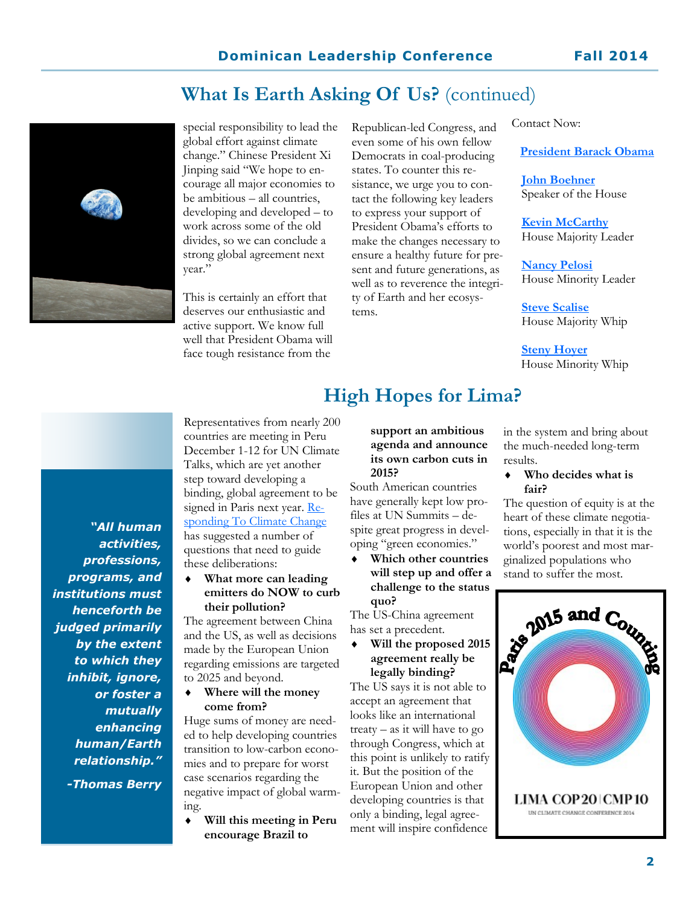## What Is Earth Asking Of Us? (continued)

special responsibility to lead the global effort against climate change." Chinese President Xi Jinping said "We hope to encourage all major economies to be ambitious – all countries, developing and developed – to work across some of the old divides, so we can conclude a strong global agreement next year."

This is certainly an effort that deserves our enthusiastic and active support. We know full well that President Obama will face tough resistance from the Republican-led Congress, and even some of his own fellow Democrats in coal-producing states. To counter this resistance, we urge you to contact the following key leaders to express your support of President Obama's efforts to make the changes necessary to ensure a healthy future for present and future generations, as well as to reverence the integrity of Earth and her ecosystems.

Contact Now:

**President Barack Obama**

**John Boehner**
Speaker of the House

**Kevin McCarthy**
House Majority Leader

**Nancy Pelosi**
House Minority Leader

**Steve Scalise**
House Majority Whip

**Steny Hoyer**
House Minority Whip

## High Hopes for Lima?

***"All human activities, professions, programs, and institutions must henceforth be judged primarily by the extent to which they inhibit, ignore, or foster a mutually enhancing human/Earth relationship."***

***-Thomas Berry***

Representatives from nearly 200 countries are meeting in Peru December 1-12 for UN Climate Talks, which are yet another step toward developing a binding, global agreement to be signed in Paris next year. Responding To Climate Change has suggested a number of questions that need to guide these deliberations:

- **What more can leading emitters do NOW to curb their pollution?**

The agreement between China and the US, as well as decisions made by the European Union regarding emissions are targeted to 2025 and beyond.

- **Where will the money come from?**

Huge sums of money are needed to help developing countries transition to low-carbon economies and to prepare for worst case scenarios regarding the negative impact of global warming.

- **Will this meeting in Peru encourage Brazil to support an ambitious agenda and announce its own carbon cuts in 2015?**

South American countries have generally kept low profiles at UN Summits – despite great progress in developing "green economies."

- **Which other countries will step up and offer a challenge to the status quo?**

The US-China agreement has set a precedent.

- **Will the proposed 2015 agreement really be legally binding?**

The US says it is not able to accept an agreement that looks like an international treaty – as it will have to go through Congress, which at this point is unlikely to ratify it. But the position of the European Union and other developing countries is that only a binding, legal agreement will inspire confidence in the system and bring about the much-needed long-term results.

- **Who decides what is fair?**

The question of equity is at the heart of these climate negotiations, especially in that it is the world's poorest and most marginalized populations who stand to suffer the most.

Paris 2015 and Counting

LIMA COP20 | CMP10

UN CLIMATE CHANGE CONFERENCE 2014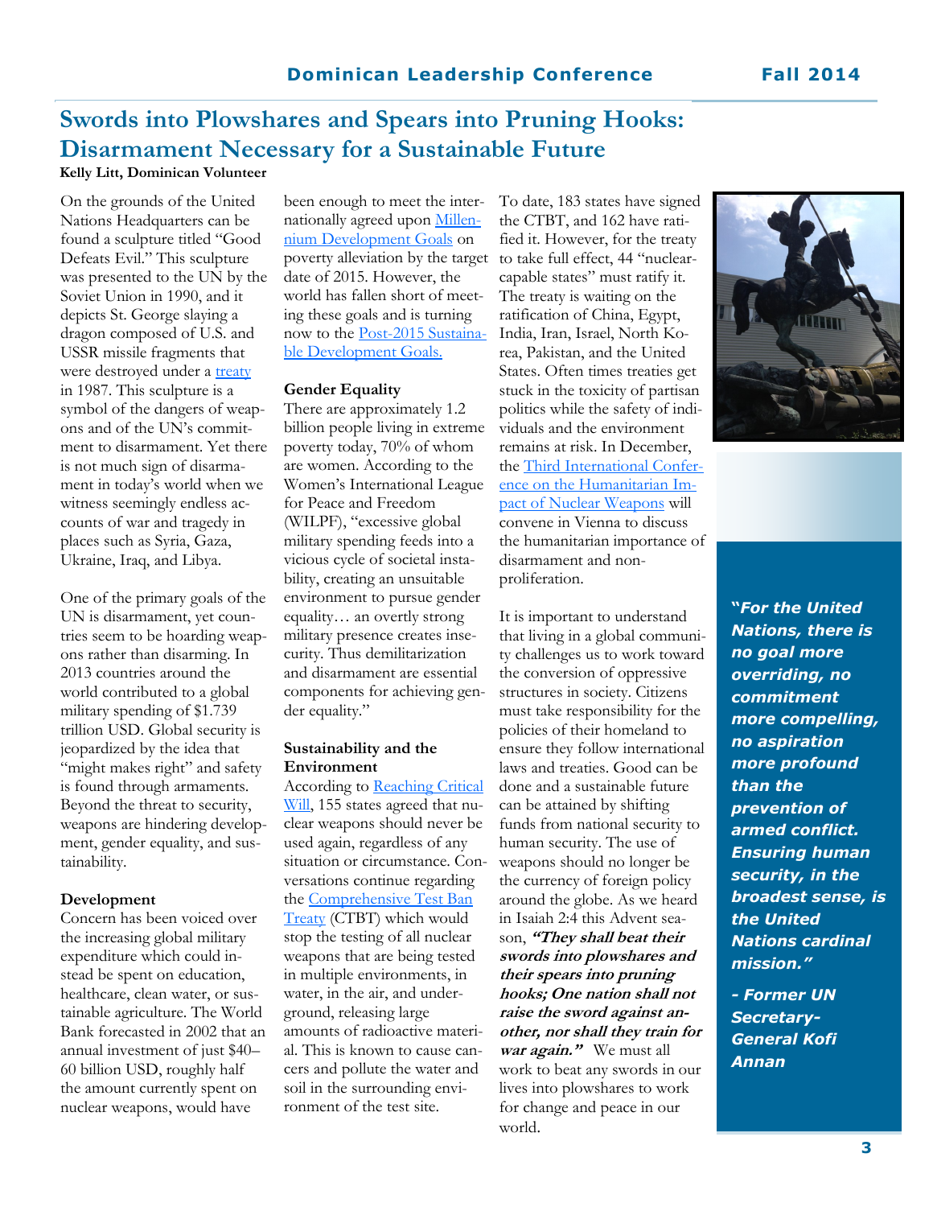# Swords into Plowshares and Spears into Pruning Hooks: Disarmament Necessary for a Sustainable Future

**Kelly Litt, Dominican Volunteer**

On the grounds of the United Nations Headquarters can be found a sculpture titled "Good Defeats Evil." This sculpture was presented to the UN by the Soviet Union in 1990, and it depicts St. George slaying a dragon composed of U.S. and USSR missile fragments that were destroyed under a treaty in 1987. This sculpture is a symbol of the dangers of weapons and of the UN's commitment to disarmament. Yet there is not much sign of disarmament in today's world when we witness seemingly endless accounts of war and tragedy in places such as Syria, Gaza, Ukraine, Iraq, and Libya.

One of the primary goals of the UN is disarmament, yet countries seem to be hoarding weapons rather than disarming. In 2013 countries around the world contributed to a global military spending of $1.739 trillion USD. Global security is jeopardized by the idea that "might makes right" and safety is found through armaments. Beyond the threat to security, weapons are hindering development, gender equality, and sustainability.

**Development**

Concern has been voiced over the increasing global military expenditure which could instead be spent on education, healthcare, clean water, or sustainable agriculture. The World Bank forecasted in 2002 that an annual investment of just $40–60 billion USD, roughly half the amount currently spent on nuclear weapons, would have been enough to meet the internationally agreed upon Millennium Development Goals on poverty alleviation by the target date of 2015. However, the world has fallen short of meeting these goals and is turning now to the Post-2015 Sustainable Development Goals.

**Gender Equality**

There are approximately 1.2 billion people living in extreme poverty today, 70% of whom are women. According to the Women's International League for Peace and Freedom (WILPF), "excessive global military spending feeds into a vicious cycle of societal instability, creating an unsuitable environment to pursue gender equality… an overtly strong military presence creates insecurity. Thus demilitarization and disarmament are essential components for achieving gender equality."

**Sustainability and the Environment**

According to Reaching Critical Will, 155 states agreed that nuclear weapons should never be used again, regardless of any situation or circumstance. Conversations continue regarding the Comprehensive Test Ban Treaty (CTBT) which would stop the testing of all nuclear weapons that are being tested in multiple environments, in water, in the air, and underground, releasing large amounts of radioactive material. This is known to cause cancers and pollute the water and soil in the surrounding environment of the test site.

To date, 183 states have signed the CTBT, and 162 have ratified it. However, for the treaty to take full effect, 44 "nuclear-capable states" must ratify it. The treaty is waiting on the ratification of China, Egypt, India, Iran, Israel, North Korea, Pakistan, and the United States. Often times treaties get stuck in the toxicity of partisan politics while the safety of individuals and the environment remains at risk. In December, the Third International Conference on the Humanitarian Impact of Nuclear Weapons will convene in Vienna to discuss the humanitarian importance of disarmament and non-proliferation.

It is important to understand that living in a global community challenges us to work toward the conversion of oppressive structures in society. Citizens must take responsibility for the policies of their homeland to ensure they follow international laws and treaties. Good can be done and a sustainable future can be attained by shifting funds from national security to human security. The use of weapons should no longer be the currency of foreign policy around the globe. As we heard in Isaiah 2:4 this Advent season, ***"They shall beat their swords into plowshares and their spears into pruning hooks; One nation shall not raise the sword against another, nor shall they train for war again."*** We must all work to beat any swords in our lives into plowshares to work for change and peace in our world.

***"For the United Nations, there is no goal more overriding, no commitment more compelling, no aspiration more profound than the prevention of armed conflict. Ensuring human security, in the broadest sense, is the United Nations cardinal mission."***

***- Former UN Secretary-General Kofi Annan***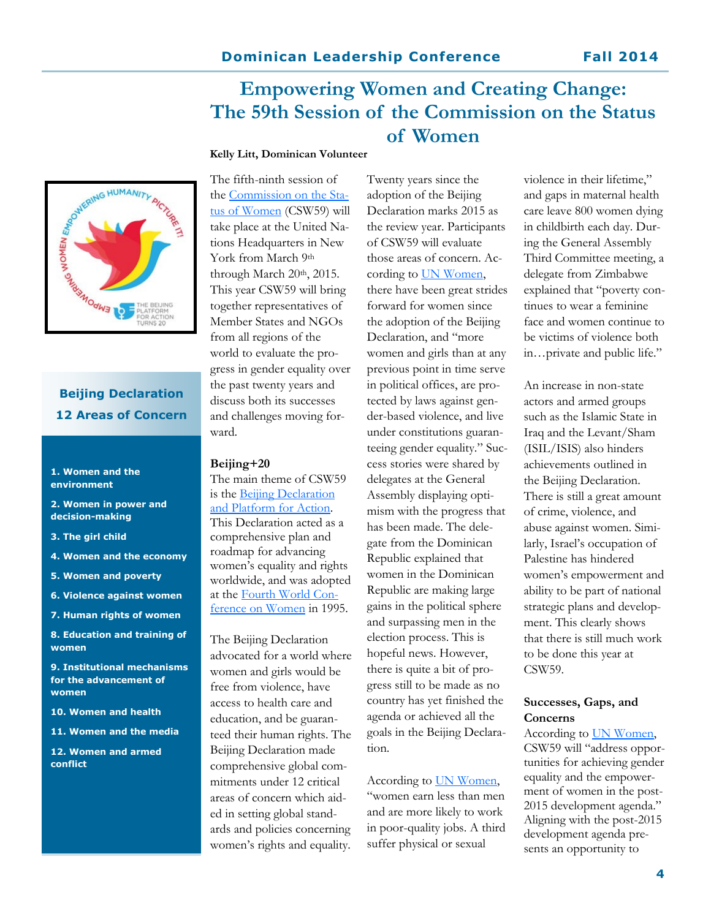# Empowering Women and Creating Change: The 59th Session of the Commission on the Status of Women

**Kelly Litt, Dominican Volunteer**

The fifth-ninth session of the Commission on the Status of Women (CSW59) will take place at the United Nations Headquarters in New York from March 9th through March 20th, 2015. This year CSW59 will bring together representatives of Member States and NGOs from all regions of the world to evaluate the progress in gender equality over the past twenty years and discuss both its successes and challenges moving forward.

### Beijing+20

The main theme of CSW59 is the Beijing Declaration and Platform for Action. This Declaration acted as a comprehensive plan and roadmap for advancing women's equality and rights worldwide, and was adopted at the Fourth World Conference on Women in 1995.

The Beijing Declaration advocated for a world where women and girls would be free from violence, have access to health care and education, and be guaranteed their human rights. The Beijing Declaration made comprehensive global commitments under 12 critical areas of concern which aided in setting global standards and policies concerning women's rights and equality.

Twenty years since the adoption of the Beijing Declaration marks 2015 as the review year. Participants of CSW59 will evaluate those areas of concern. According to UN Women, there have been great strides forward for women since the adoption of the Beijing Declaration, and "more women and girls than at any previous point in time serve in political offices, are protected by laws against gender-based violence, and live under constitutions guaranteeing gender equality." Success stories were shared by delegates at the General Assembly displaying optimism with the progress that has been made. The delegate from the Dominican Republic explained that women in the Dominican Republic are making large gains in the political sphere and surpassing men in the election process. This is hopeful news. However, there is quite a bit of progress still to be made as no country has yet finished the agenda or achieved all the goals in the Beijing Declaration.

According to UN Women, "women earn less than men and are more likely to work in poor-quality jobs. A third suffer physical or sexual violence in their lifetime," and gaps in maternal health care leave 800 women dying in childbirth each day. During the General Assembly Third Committee meeting, a delegate from Zimbabwe explained that "poverty continues to wear a feminine face and women continue to be victims of violence both in…private and public life."

An increase in non-state actors and armed groups such as the Islamic State in Iraq and the Levant/Sham (ISIL/ISIS) also hinders achievements outlined in the Beijing Declaration. There is still a great amount of crime, violence, and abuse against women. Similarly, Israel's occupation of Palestine has hindered women's empowerment and ability to be part of national strategic plans and development. This clearly shows that there is still much work to be done this year at CSW59.

### Successes, Gaps, and Concerns

According to UN Women, CSW59 will "address opportunities for achieving gender equality and the empowerment of women in the post-2015 development agenda." Aligning with the post-2015 development agenda presents an opportunity to

---

**Beijing Declaration 12 Areas of Concern**

1. **Women and the environment**
2. **Women in power and decision-making**
3. **The girl child**
4. **Women and the economy**
5. **Women and poverty**
6. **Violence against women**
7. **Human rights of women**
8. **Education and training of women**
9. **Institutional mechanisms for the advancement of women**
10. **Women and health**
11. **Women and the media**
12. **Women and armed conflict**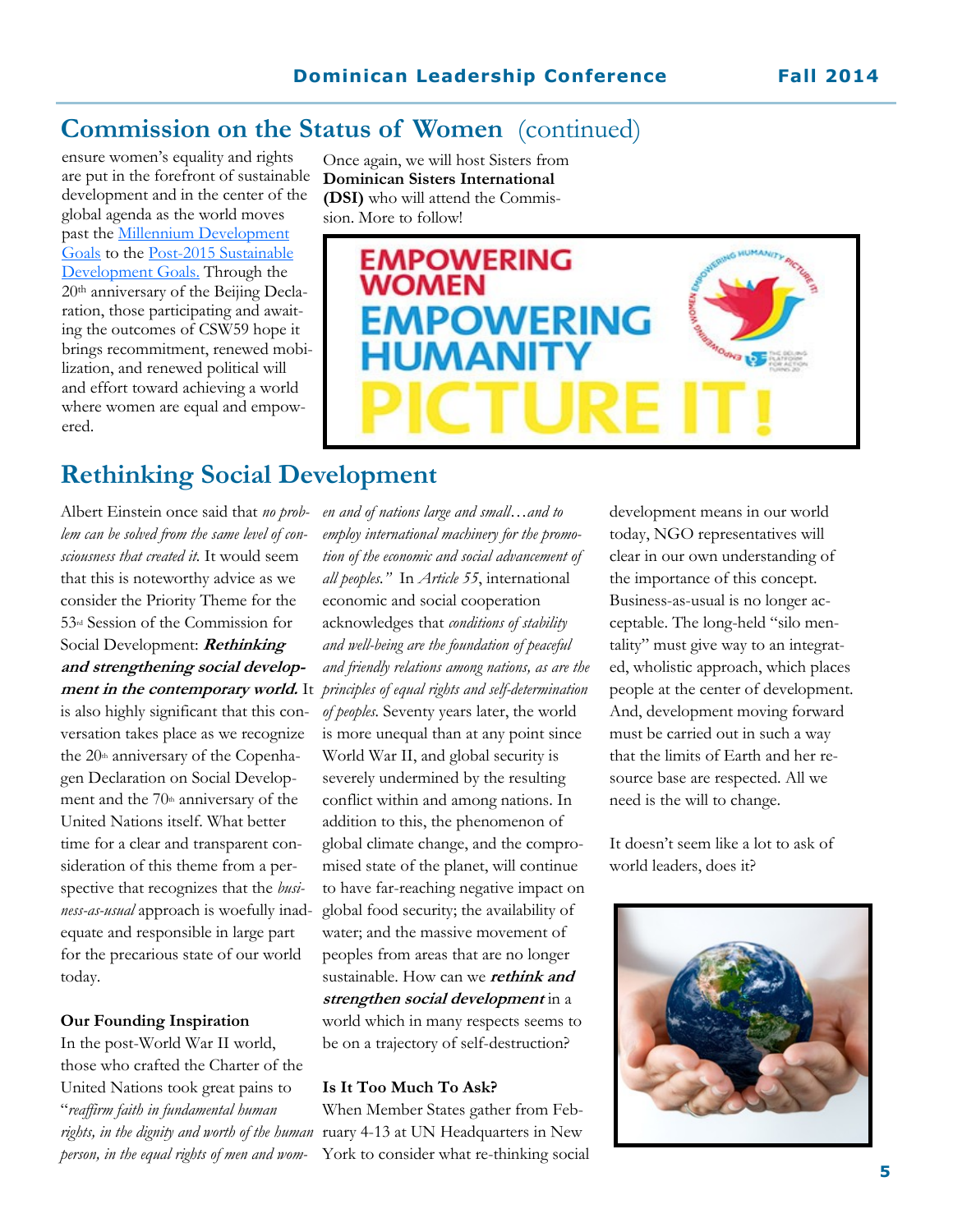## Commission on the Status of Women (continued)

ensure women's equality and rights are put in the forefront of sustainable development and in the center of the global agenda as the world moves past the Millennium Development Goals to the Post-2015 Sustainable Development Goals. Through the 20th anniversary of the Beijing Declaration, those participating and awaiting the outcomes of CSW59 hope it brings recommitment, renewed mobilization, and renewed political will and effort toward achieving a world where women are equal and empowered.

Once again, we will host Sisters from **Dominican Sisters International (DSI)** who will attend the Commission. More to follow!

## Rethinking Social Development

Albert Einstein once said that *no problem can be solved from the same level of consciousness that created it.* It would seem that this is noteworthy advice as we consider the Priority Theme for the 53rd Session of the Commission for Social Development: ***Rethinking and strengthening social development in the contemporary world.*** It is also highly significant that this conversation takes place as we recognize the 20th anniversary of the Copenhagen Declaration on Social Development and the 70th anniversary of the United Nations itself. What better time for a clear and transparent consideration of this theme from a perspective that recognizes that the *business-as-usual* approach is woefully inadequate and responsible in large part for the precarious state of our world today.

**Our Founding Inspiration**

In the post-World War II world, those who crafted the Charter of the United Nations took great pains to "*reaffirm faith in fundamental human rights, in the dignity and worth of the human person, in the equal rights of men and women and of nations large and small…and to employ international machinery for the promotion of the economic and social advancement of all peoples."* In *Article 55*, international economic and social cooperation acknowledges that *conditions of stability and well-being are the foundation of peaceful and friendly relations among nations, as are the principles of equal rights and self-determination of peoples.* Seventy years later, the world is more unequal than at any point since World War II, and global security is severely undermined by the resulting conflict within and among nations. In addition to this, the phenomenon of global climate change, and the compromised state of the planet, will continue to have far-reaching negative impact on global food security; the availability of water; and the massive movement of peoples from areas that are no longer sustainable. How can we ***rethink and strengthen social development*** in a world which in many respects seems to be on a trajectory of self-destruction?

**Is It Too Much To Ask?**

When Member States gather from February 4-13 at UN Headquarters in New York to consider what re-thinking social development means in our world today, NGO representatives will clear in our own understanding of the importance of this concept. Business-as-usual is no longer acceptable. The long-held "silo mentality" must give way to an integrated, wholistic approach, which places people at the center of development. And, development moving forward must be carried out in such a way that the limits of Earth and her resource base are respected. All we need is the will to change.

It doesn't seem like a lot to ask of world leaders, does it?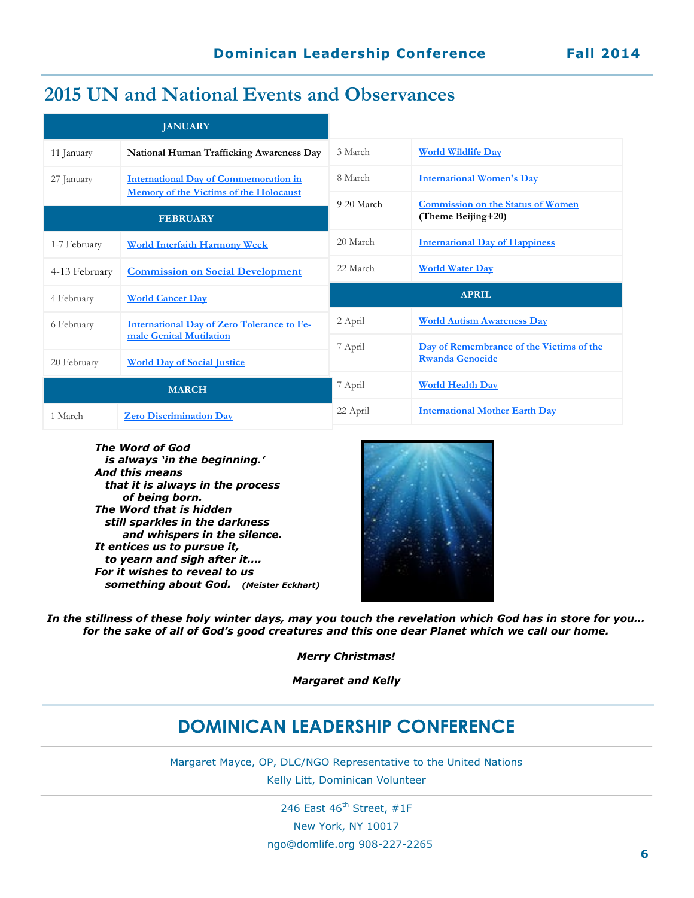# 2015 UN and National Events and Observances

| | |
|---|---|
| **JANUARY** | |
| 11 January | **National Human Trafficking Awareness Day** |
| 27 January | **International Day of Commemoration in Memory of the Victims of the Holocaust** |
| **FEBRUARY** | |
| 1-7 February | **World Interfaith Harmony Week** |
| 4-13 February | **Commission on Social Development** |
| 4 February | **World Cancer Day** |
| 6 February | **International Day of Zero Tolerance to Female Genital Mutilation** |
| 20 February | **World Day of Social Justice** |
| **MARCH** | |
| 1 March | **Zero Discrimination Day** |
| 3 March | **World Wildlife Day** |
| 8 March | **International Women's Day** |
| 9-20 March | **Commission on the Status of Women (Theme Beijing+20)** |
| 20 March | **International Day of Happiness** |
| 22 March | **World Water Day** |
| **APRIL** | |
| 2 April | **World Autism Awareness Day** |
| 7 April | **Day of Remembrance of the Victims of the Rwanda Genocide** |
| 7 April | **World Health Day** |
| 22 April | **International Mother Earth Day** |

***The Word of God***
***is always 'in the beginning.'***
***And this means***
***that it is always in the process***
***of being born.***
***The Word that is hidden***
***still sparkles in the darkness***
***and whispers in the silence.***
***It entices us to pursue it,***
***to yearn and sigh after it....***
***For it wishes to reveal to us***
***something about God.*** ***(Meister Eckhart)***

***In the stillness of these holy winter days, may you touch the revelation which God has in store for you... for the sake of all of God's good creatures and this one dear Planet which we call our home.***

***Merry Christmas!***

***Margaret and Kelly***

## DOMINICAN LEADERSHIP CONFERENCE

Margaret Mayce, OP, DLC/NGO Representative to the United Nations

Kelly Litt, Dominican Volunteer

246 East 46th Street, #1F

New York, NY 10017

ngo@domlife.org 908-227-2265